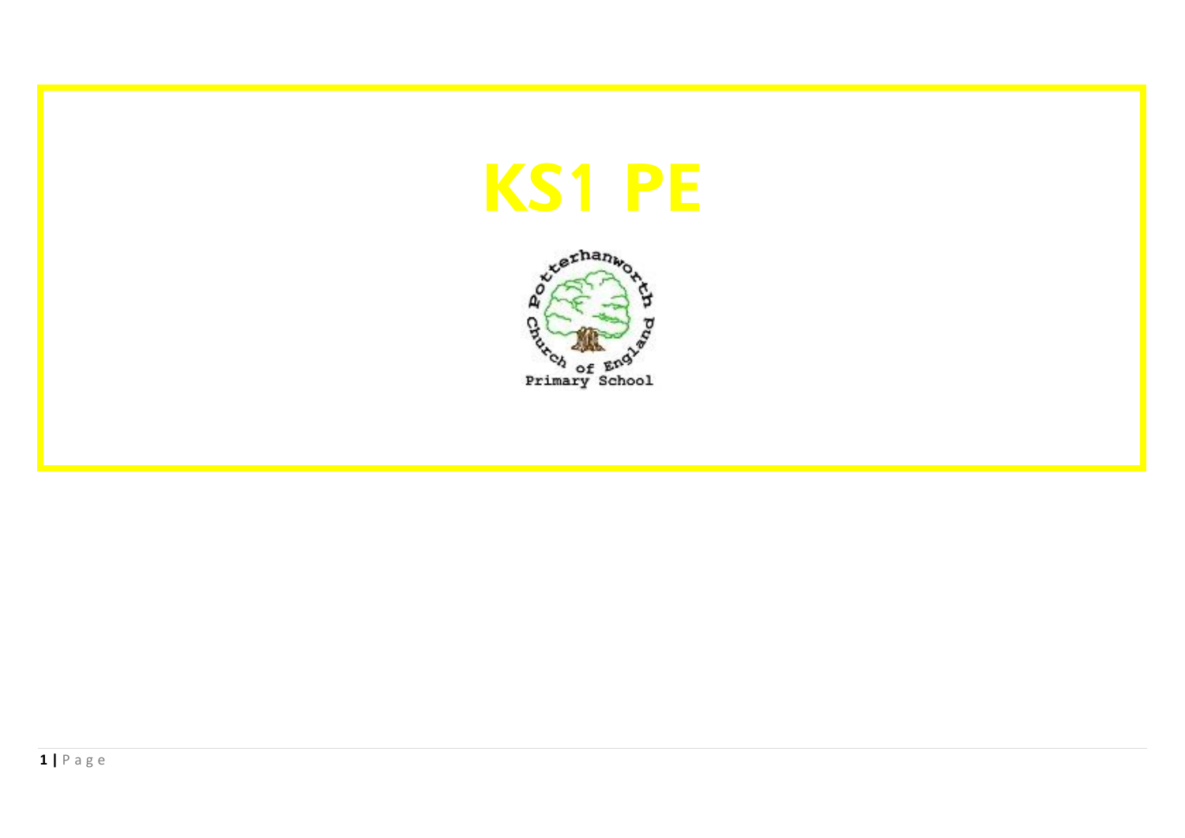# KS1 PE

Potterhanworth Church of England Primary School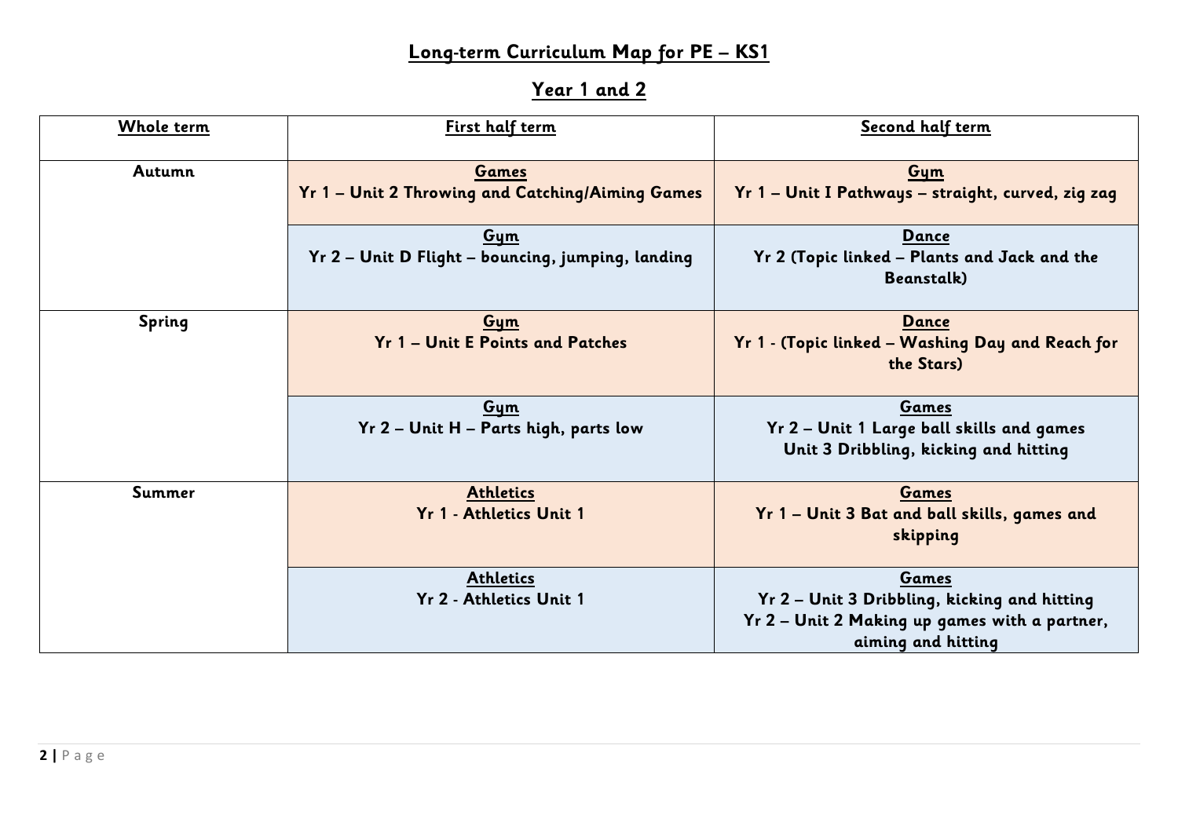# Long-term Curriculum Map for PE – KS1

## Year 1 and 2

| Whole term | First half term | Second half term |
| --- | --- | --- |
| Autumn | **Games**<br>Yr 1 – Unit 2 Throwing and Catching/Aiming Games | **Gym**<br>Yr 1 – Unit I Pathways – straight, curved, zig zag |
| | **Gym**<br>Yr 2 – Unit D Flight – bouncing, jumping, landing | **Dance**<br>Yr 2 (Topic linked – Plants and Jack and the Beanstalk) |
| Spring | **Gym**<br>Yr 1 – Unit E Points and Patches | **Dance**<br>Yr 1 - (Topic linked – Washing Day and Reach for the Stars) |
| | **Gym**<br>Yr 2 – Unit H – Parts high, parts low | **Games**<br>Yr 2 – Unit 1 Large ball skills and games<br>Unit 3 Dribbling, kicking and hitting |
| Summer | **Athletics**<br>Yr 1 - Athletics Unit 1 | **Games**<br>Yr 1 – Unit 3 Bat and ball skills, games and skipping |
| | **Athletics**<br>Yr 2 - Athletics Unit 1 | **Games**<br>Yr 2 – Unit 3 Dribbling, kicking and hitting<br>Yr 2 – Unit 2 Making up games with a partner, aiming and hitting |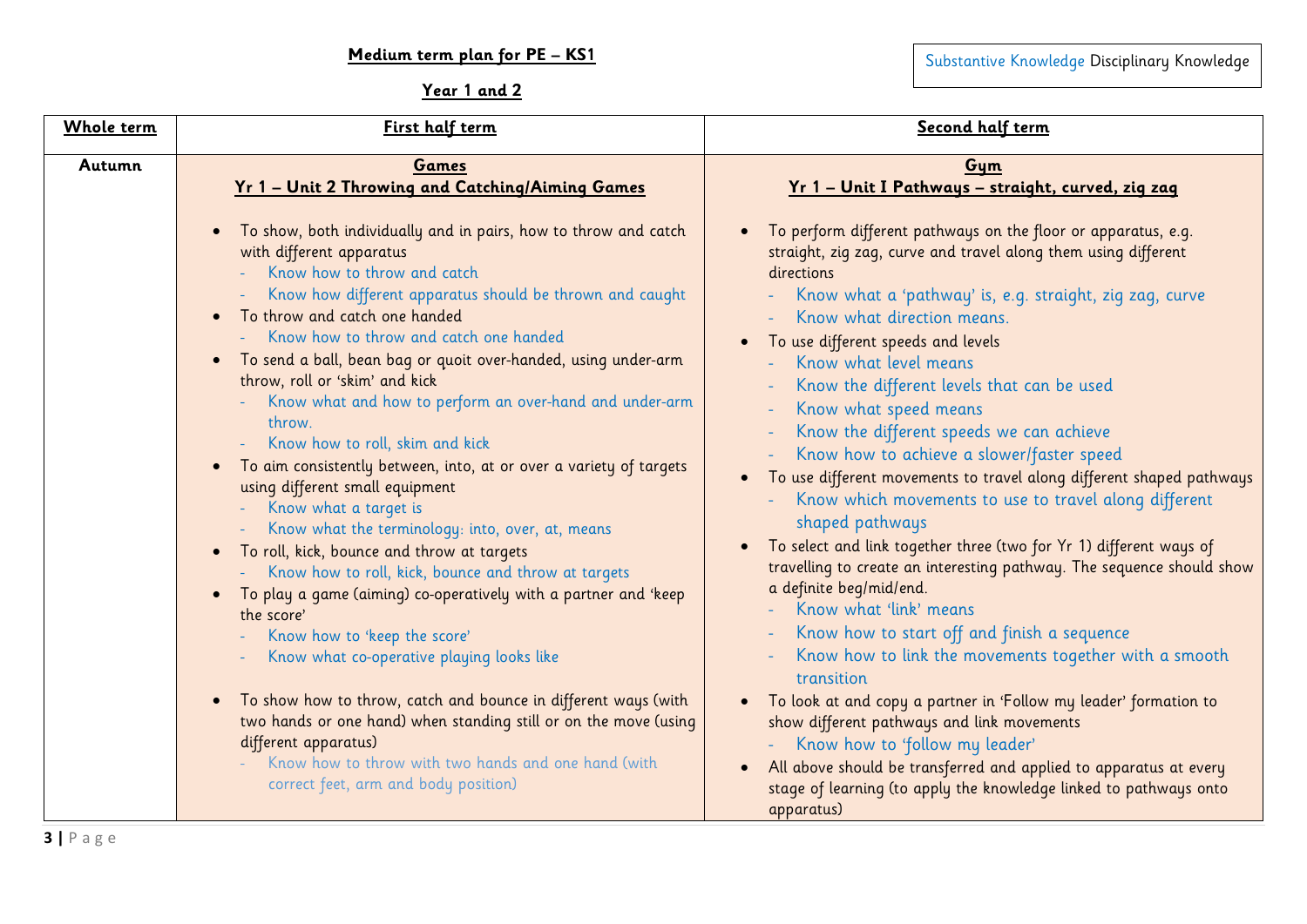**Medium term plan for PE – KS1**

**Year 1 and 2**

Substantive Knowledge Disciplinary Knowledge

| Whole term | First half term | Second half term |
|---|---|---|
| **Autumn** | **Games**<br>**Yr 1 – Unit 2 Throwing and Catching/Aiming Games**<br><br>• To show, both individually and in pairs, how to throw and catch with different apparatus<br>- Know how to throw and catch<br>- Know how different apparatus should be thrown and caught<br>• To throw and catch one handed<br>- Know how to throw and catch one handed<br>• To send a ball, bean bag or quoit over-handed, using under-arm throw, roll or 'skim' and kick<br>- Know what and how to perform an over-hand and under-arm throw.<br>- Know how to roll, skim and kick<br>• To aim consistently between, into, at or over a variety of targets using different small equipment<br>- Know what a target is<br>- Know what the terminology: into, over, at, means<br>• To roll, kick, bounce and throw at targets<br>- Know how to roll, kick, bounce and throw at targets<br>• To play a game (aiming) co-operatively with a partner and 'keep the score'<br>- Know how to 'keep the score'<br>- Know what co-operative playing looks like<br><br>• To show how to throw, catch and bounce in different ways (with two hands or one hand) when standing still or on the move (using different apparatus)<br>- Know how to throw with two hands and one hand (with correct feet, arm and body position) | **Gym**<br>**Yr 1 – Unit I Pathways – straight, curved, zig zag**<br><br>• To perform different pathways on the floor or apparatus, e.g. straight, zig zag, curve and travel along them using different directions<br>- Know what a 'pathway' is, e.g. straight, zig zag, curve<br>- Know what direction means.<br>• To use different speeds and levels<br>- Know what level means<br>- Know the different levels that can be used<br>- Know what speed means<br>- Know the different speeds we can achieve<br>- Know how to achieve a slower/faster speed<br>• To use different movements to travel along different shaped pathways<br>- Know which movements to use to travel along different shaped pathways<br>• To select and link together three (two for Yr 1) different ways of travelling to create an interesting pathway. The sequence should show a definite beg/mid/end.<br>- Know what 'link' means<br>- Know how to start off and finish a sequence<br>- Know how to link the movements together with a smooth transition<br>• To look at and copy a partner in 'Follow my leader' formation to show different pathways and link movements<br>- Know how to 'follow my leader'<br>• All above should be transferred and applied to apparatus at every stage of learning (to apply the knowledge linked to pathways onto apparatus) |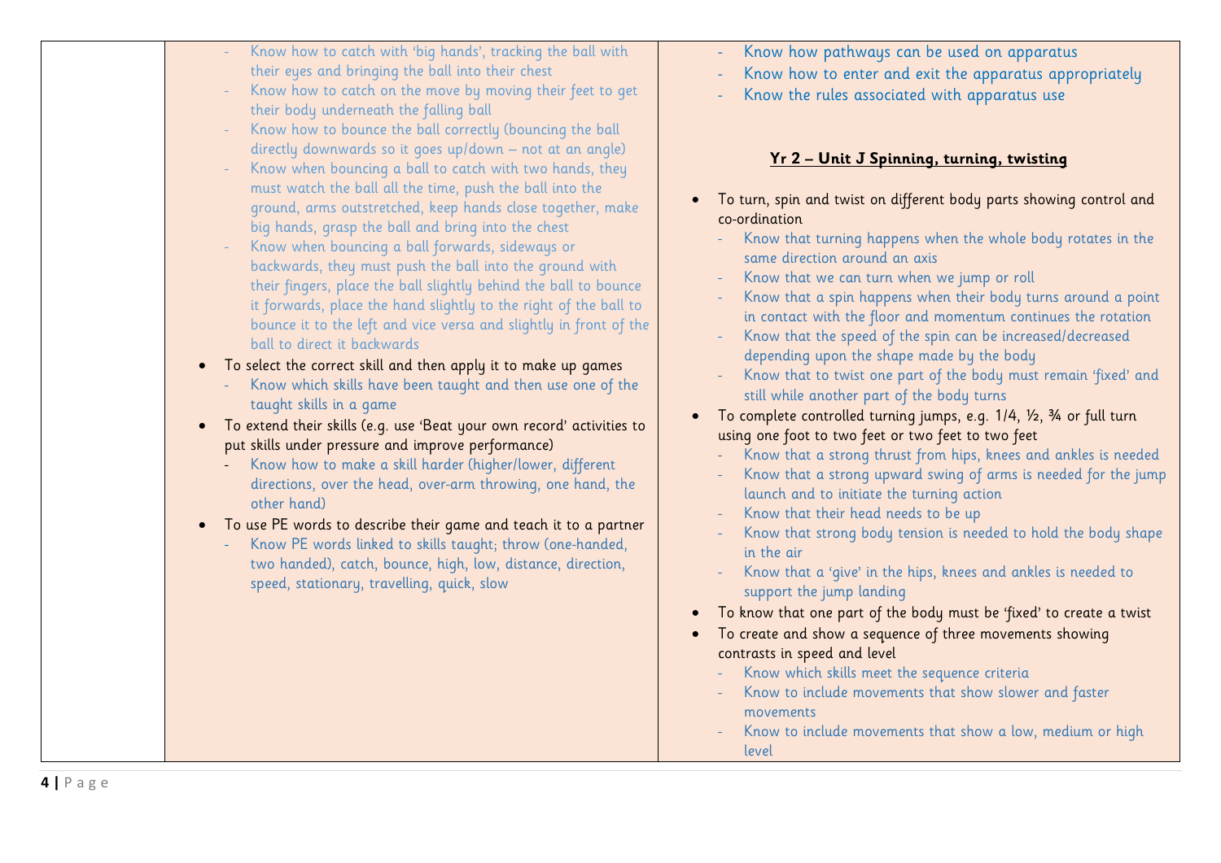| | | |
|---|---|---|
| | - Know how to catch with 'big hands', tracking the ball with their eyes and bringing the ball into their chest<br>- Know how to catch on the move by moving their feet to get their body underneath the falling ball<br>- Know how to bounce the ball correctly (bouncing the ball directly downwards so it goes up/down – not at an angle)<br>- Know when bouncing a ball to catch with two hands, they must watch the ball all the time, push the ball into the ground, arms outstretched, keep hands close together, make big hands, grasp the ball and bring into the chest<br>- Know when bouncing a ball forwards, sideways or backwards, they must push the ball into the ground with their fingers, place the ball slightly behind the ball to bounce it forwards, place the hand slightly to the right of the ball to bounce it to the left and vice versa and slightly in front of the ball to direct it backwards<br>• To select the correct skill and then apply it to make up games<br>- Know which skills have been taught and then use one of the taught skills in a game<br>• To extend their skills (e.g. use 'Beat your own record' activities to put skills under pressure and improve performance)<br>- Know how to make a skill harder (higher/lower, different directions, over the head, over-arm throwing, one hand, the other hand)<br>• To use PE words to describe their game and teach it to a partner<br>- Know PE words linked to skills taught; throw (one-handed, two handed), catch, bounce, high, low, distance, direction, speed, stationary, travelling, quick, slow | - Know how pathways can be used on apparatus<br>- Know how to enter and exit the apparatus appropriately<br>- Know the rules associated with apparatus use<br><br>**Yr 2 – Unit J Spinning, turning, twisting**<br><br>• To turn, spin and twist on different body parts showing control and co-ordination<br>- Know that turning happens when the whole body rotates in the same direction around an axis<br>- Know that we can turn when we jump or roll<br>- Know that a spin happens when their body turns around a point in contact with the floor and momentum continues the rotation<br>- Know that the speed of the spin can be increased/decreased depending upon the shape made by the body<br>- Know that to twist one part of the body must remain 'fixed' and still while another part of the body turns<br>• To complete controlled turning jumps, e.g. 1/4, ½, ¾ or full turn using one foot to two feet or two feet to two feet<br>- Know that a strong thrust from hips, knees and ankles is needed<br>- Know that a strong upward swing of arms is needed for the jump launch and to initiate the turning action<br>- Know that their head needs to be up<br>- Know that strong body tension is needed to hold the body shape in the air<br>- Know that a 'give' in the hips, knees and ankles is needed to support the jump landing<br>• To know that one part of the body must be 'fixed' to create a twist<br>• To create and show a sequence of three movements showing contrasts in speed and level<br>- Know which skills meet the sequence criteria<br>- Know to include movements that show slower and faster movements<br>- Know to include movements that show a low, medium or high level |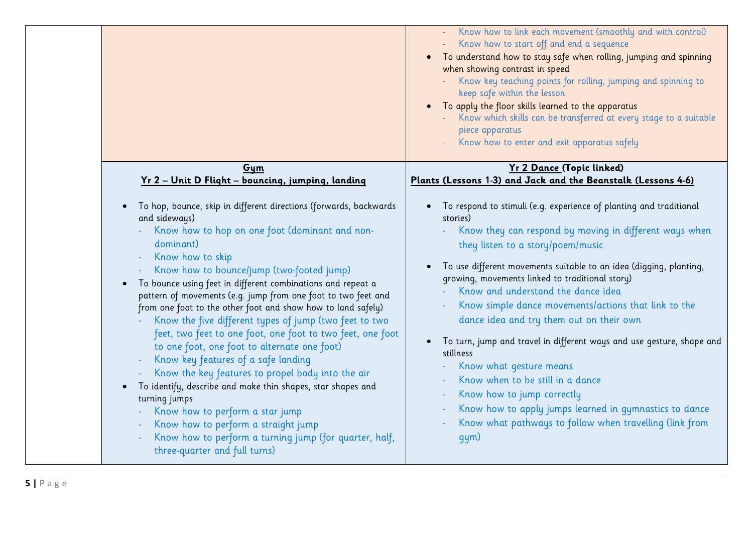| | | |
|---|---|---|
| | | - Know how to link each movement (smoothly and with control)<br>- Know how to start off and end a sequence<br>• To understand how to stay safe when rolling, jumping and spinning when showing contrast in speed<br>- Know key teaching points for rolling, jumping and spinning to keep safe within the lesson<br>• To apply the floor skills learned to the apparatus<br>- Know which skills can be transferred at every stage to a suitable piece apparatus<br>- Know how to enter and exit apparatus safely |
| | **<u>Gym</u>**<br>**<u>Yr 2 – Unit D Flight – bouncing, jumping, landing</u>**<br><br>• To hop, bounce, skip in different directions (forwards, backwards and sideways)<br>- Know how to hop on one foot (dominant and non-dominant)<br>- Know how to skip<br>- Know how to bounce/jump (two-footed jump)<br>• To bounce using feet in different combinations and repeat a pattern of movements (e.g. jump from one foot to two feet and from one foot to the other foot and show how to land safely)<br>- Know the five different types of jump (two feet to two feet, two feet to one foot, one foot to two feet, one foot to one foot, one foot to alternate one foot)<br>- Know key features of a safe landing<br>- Know the key features to propel body into the air<br>• To identify, describe and make thin shapes, star shapes and turning jumps<br>- Know how to perform a star jump<br>- Know how to perform a straight jump<br>- Know how to perform a turning jump (for quarter, half, three-quarter and full turns) | **<u>Yr 2 Dance (Topic linked)</u>**<br>**<u>Plants (Lessons 1-3) and Jack and the Beanstalk (Lessons 4-6)</u>**<br><br>• To respond to stimuli (e.g. experience of planting and traditional stories)<br>- Know they can respond by moving in different ways when they listen to a story/poem/music<br><br>• To use different movements suitable to an idea (digging, planting, growing, movements linked to traditional story)<br>- Know and understand the dance idea<br>- Know simple dance movements/actions that link to the dance idea and try them out on their own<br><br>• To turn, jump and travel in different ways and use gesture, shape and stillness<br>- Know what gesture means<br>- Know when to be still in a dance<br>- Know how to jump correctly<br>- Know how to apply jumps learned in gymnastics to dance<br>- Know what pathways to follow when travelling (link from gym) |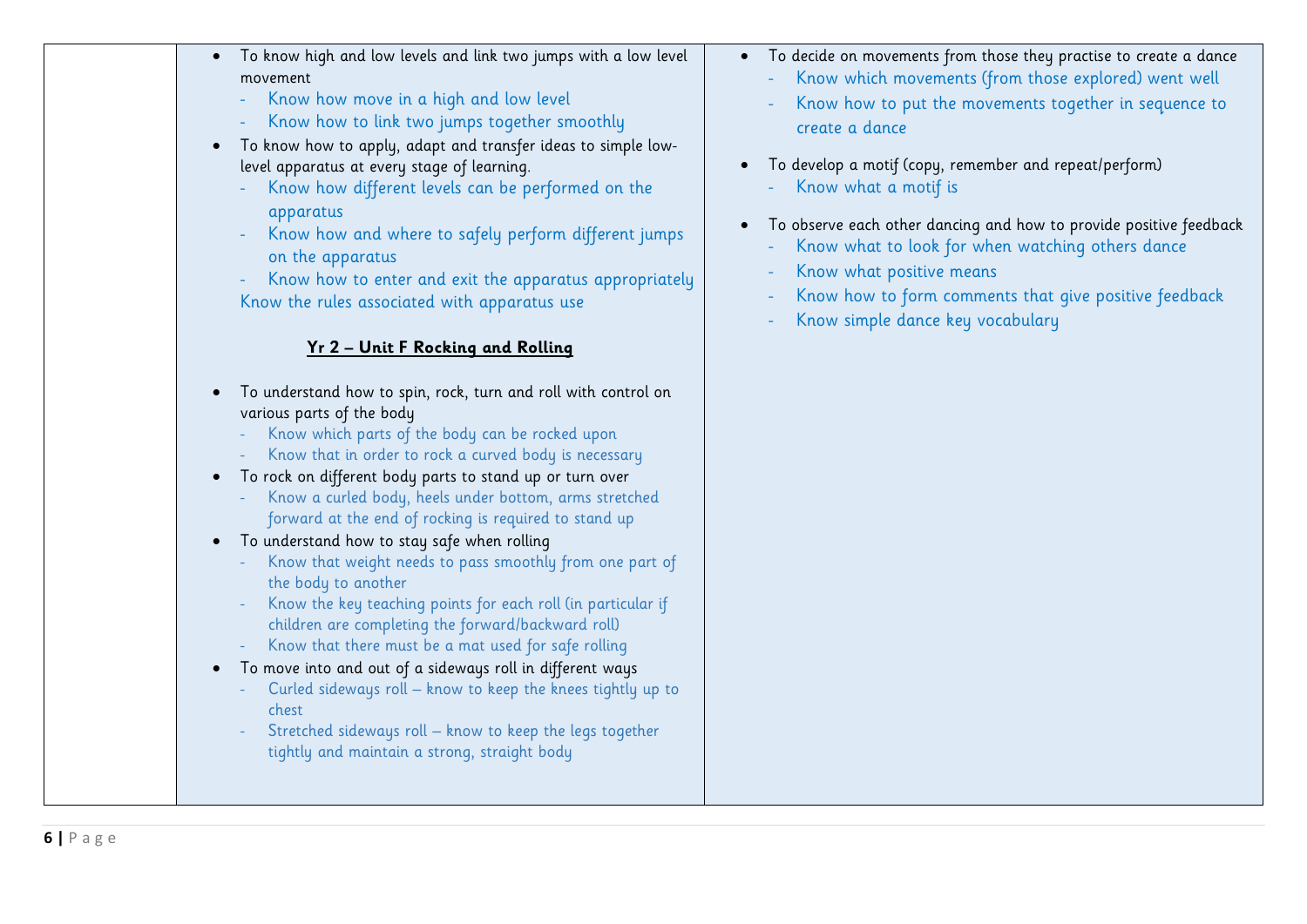| | | |
|---|---|---|
| | • To know high and low levels and link two jumps with a low level movement<br>- Know how move in a high and low level<br>- Know how to link two jumps together smoothly<br>• To know how to apply, adapt and transfer ideas to simple low-level apparatus at every stage of learning.<br>- Know how different levels can be performed on the apparatus<br>- Know how and where to safely perform different jumps on the apparatus<br>- Know how to enter and exit the apparatus appropriately Know the rules associated with apparatus use<br><br>**<u>Yr 2 – Unit F Rocking and Rolling</u>**<br><br>• To understand how to spin, rock, turn and roll with control on various parts of the body<br>- Know which parts of the body can be rocked upon<br>- Know that in order to rock a curved body is necessary<br>• To rock on different body parts to stand up or turn over<br>- Know a curled body, heels under bottom, arms stretched forward at the end of rocking is required to stand up<br>• To understand how to stay safe when rolling<br>- Know that weight needs to pass smoothly from one part of the body to another<br>- Know the key teaching points for each roll (in particular if children are completing the forward/backward roll)<br>- Know that there must be a mat used for safe rolling<br>• To move into and out of a sideways roll in different ways<br>- Curled sideways roll – know to keep the knees tightly up to chest<br>- Stretched sideways roll – know to keep the legs together tightly and maintain a strong, straight body | • To decide on movements from those they practise to create a dance<br>- Know which movements (from those explored) went well<br>- Know how to put the movements together in sequence to create a dance<br>• To develop a motif (copy, remember and repeat/perform)<br>- Know what a motif is<br>• To observe each other dancing and how to provide positive feedback<br>- Know what to look for when watching others dance<br>- Know what positive means<br>- Know how to form comments that give positive feedback<br>- Know simple dance key vocabulary |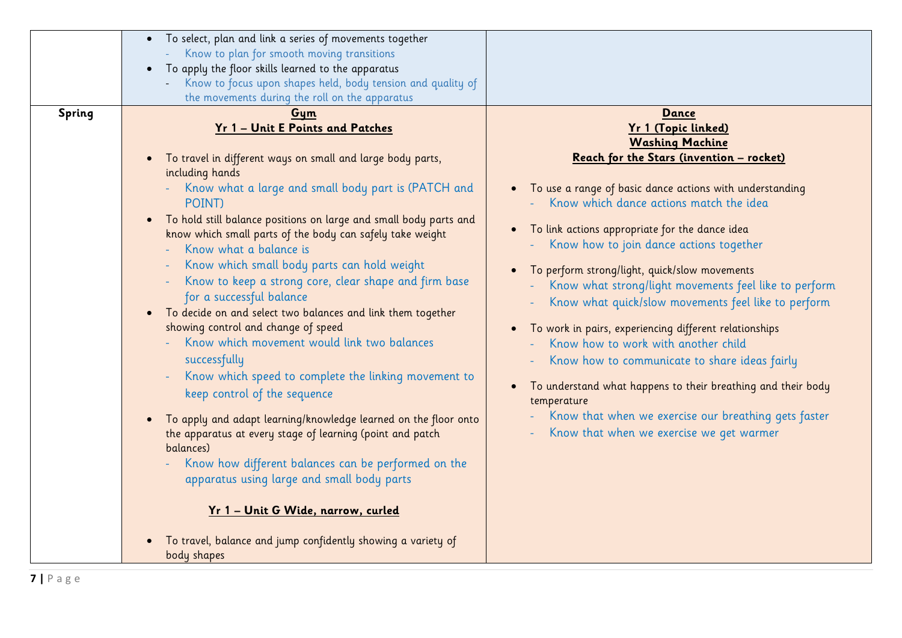| | | |
|---|---|---|
| | • To select, plan and link a series of movements together<br>  - Know to plan for smooth moving transitions<br>• To apply the floor skills learned to the apparatus<br>  - Know to focus upon shapes held, body tension and quality of the movements during the roll on the apparatus | |
| **Spring** | **Gym**<br>**Yr 1 – Unit E Points and Patches**<br><br>• To travel in different ways on small and large body parts, including hands<br>  - Know what a large and small body part is (PATCH and POINT)<br>• To hold still balance positions on large and small body parts and know which small parts of the body can safely take weight<br>  - Know what a balance is<br>  - Know which small body parts can hold weight<br>  - Know to keep a strong core, clear shape and firm base for a successful balance<br>• To decide on and select two balances and link them together showing control and change of speed<br>  - Know which movement would link two balances successfully<br>  - Know which speed to complete the linking movement to keep control of the sequence<br><br>• To apply and adapt learning/knowledge learned on the floor onto the apparatus at every stage of learning (point and patch balances)<br>  - Know how different balances can be performed on the apparatus using large and small body parts<br><br>**Yr 1 – Unit G Wide, narrow, curled**<br><br>• To travel, balance and jump confidently showing a variety of body shapes | **Dance**<br>**Yr 1 (Topic linked)**<br>**Washing Machine**<br>**Reach for the Stars (invention – rocket)**<br><br>• To use a range of basic dance actions with understanding<br>  - Know which dance actions match the idea<br><br>• To link actions appropriate for the dance idea<br>  - Know how to join dance actions together<br><br>• To perform strong/light, quick/slow movements<br>  - Know what strong/light movements feel like to perform<br>  - Know what quick/slow movements feel like to perform<br><br>• To work in pairs, experiencing different relationships<br>  - Know how to work with another child<br>  - Know how to communicate to share ideas fairly<br><br>• To understand what happens to their breathing and their body temperature<br>  - Know that when we exercise our breathing gets faster<br>  - Know that when we exercise we get warmer |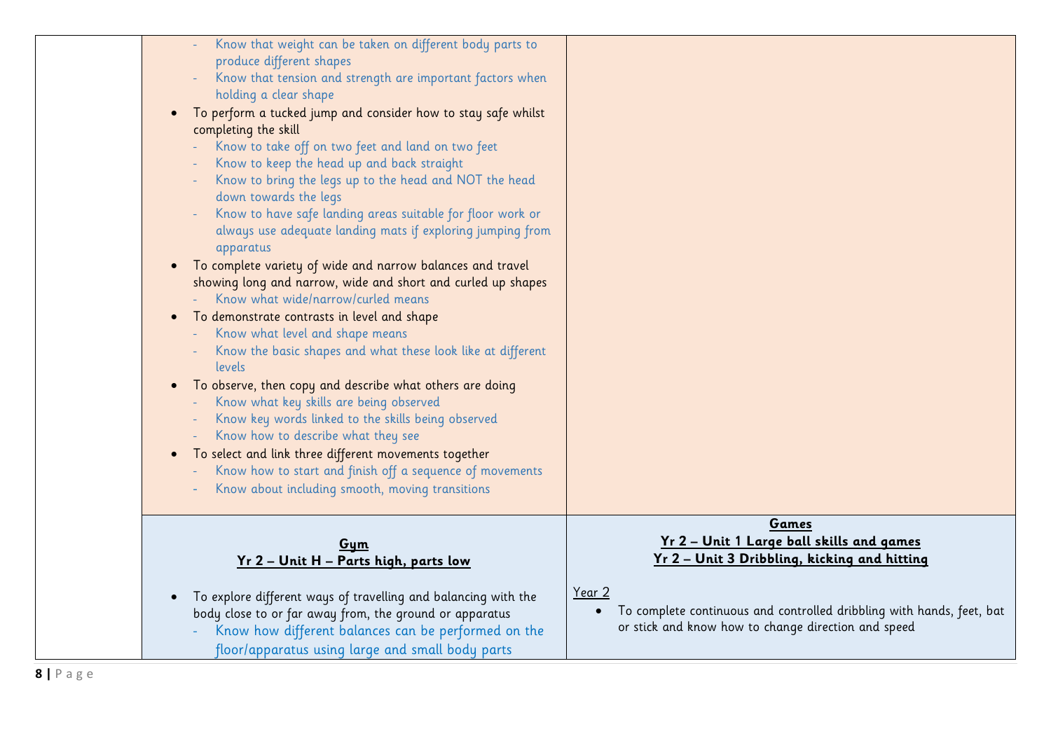| | | |
|---|---|---|
| | - Know that weight can be taken on different body parts to produce different shapes<br>- Know that tension and strength are important factors when holding a clear shape<br>• To perform a tucked jump and consider how to stay safe whilst completing the skill<br>- Know to take off on two feet and land on two feet<br>- Know to keep the head up and back straight<br>- Know to bring the legs up to the head and NOT the head down towards the legs<br>- Know to have safe landing areas suitable for floor work or always use adequate landing mats if exploring jumping from apparatus<br>• To complete variety of wide and narrow balances and travel showing long and narrow, wide and short and curled up shapes<br>- Know what wide/narrow/curled means<br>• To demonstrate contrasts in level and shape<br>- Know what level and shape means<br>- Know the basic shapes and what these look like at different levels<br>• To observe, then copy and describe what others are doing<br>- Know what key skills are being observed<br>- Know key words linked to the skills being observed<br>- Know how to describe what they see<br>• To select and link three different movements together<br>- Know how to start and finish off a sequence of movements<br>- Know about including smooth, moving transitions | |
| | **<u>Gym</u>**<br>**<u>Yr 2 – Unit H – Parts high, parts low</u>**<br><br>• To explore different ways of travelling and balancing with the body close to or far away from, the ground or apparatus<br>- Know how different balances can be performed on the floor/apparatus using large and small body parts | **<u>Games</u>**<br>**<u>Yr 2 – Unit 1 Large ball skills and games</u>**<br>**<u>Yr 2 – Unit 3 Dribbling, kicking and hitting</u>**<br><br><u>Year 2</u><br>• To complete continuous and controlled dribbling with hands, feet, bat or stick and know how to change direction and speed |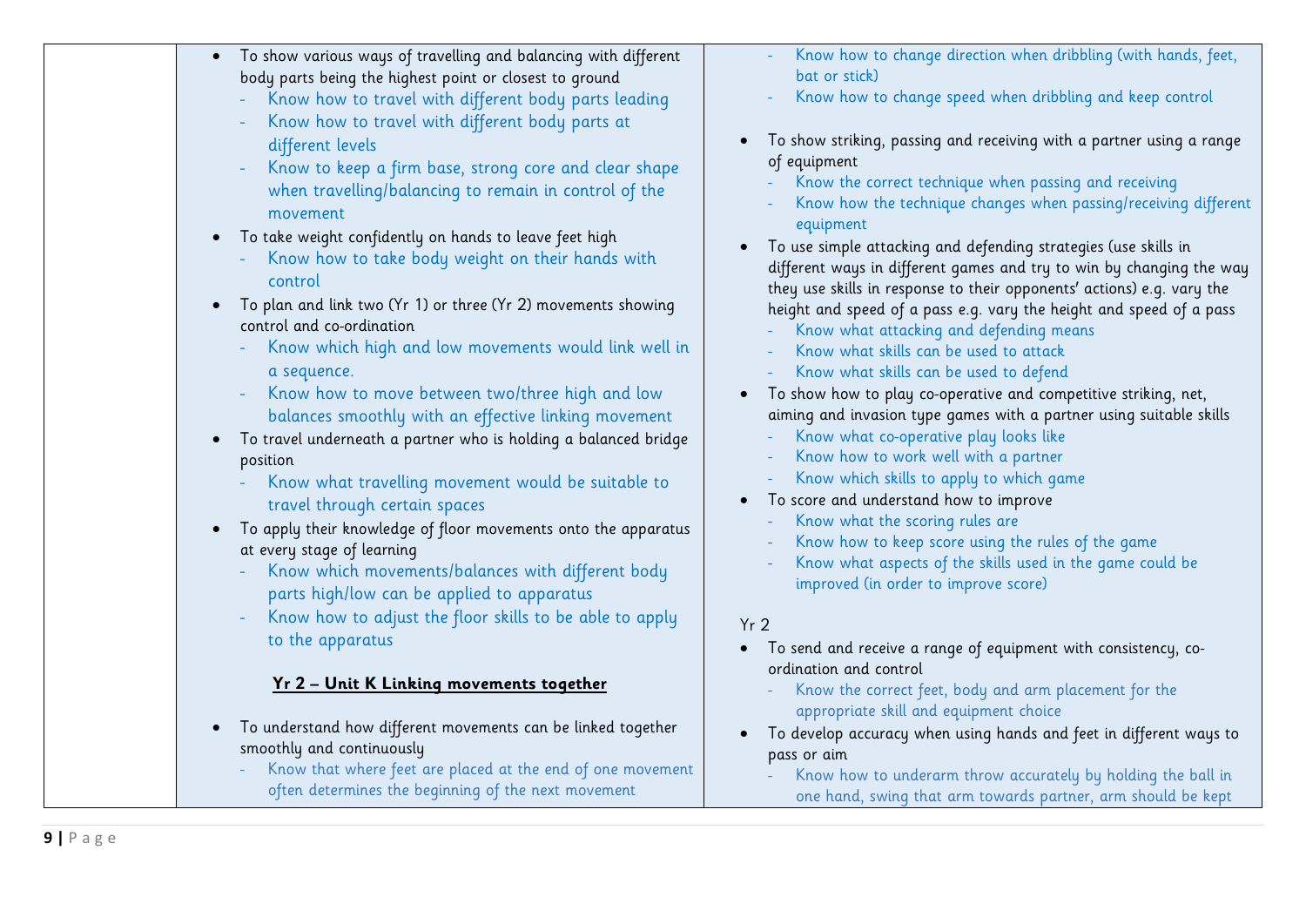| | | |
|---|---|---|
| | • To show various ways of travelling and balancing with different body parts being the highest point or closest to ground<br>- Know how to travel with different body parts leading<br>- Know how to travel with different body parts at different levels<br>- Know to keep a firm base, strong core and clear shape when travelling/balancing to remain in control of the movement<br>• To take weight confidently on hands to leave feet high<br>- Know how to take body weight on their hands with control<br>• To plan and link two (Yr 1) or three (Yr 2) movements showing control and co-ordination<br>- Know which high and low movements would link well in a sequence.<br>- Know how to move between two/three high and low balances smoothly with an effective linking movement<br>• To travel underneath a partner who is holding a balanced bridge position<br>- Know what travelling movement would be suitable to travel through certain spaces<br>• To apply their knowledge of floor movements onto the apparatus at every stage of learning<br>- Know which movements/balances with different body parts high/low can be applied to apparatus<br>- Know how to adjust the floor skills to be able to apply to the apparatus<br><br>**<u>Yr 2 – Unit K Linking movements together</u>**<br><br>• To understand how different movements can be linked together smoothly and continuously<br>- Know that where feet are placed at the end of one movement often determines the beginning of the next movement | - Know how to change direction when dribbling (with hands, feet, bat or stick)<br>- Know how to change speed when dribbling and keep control<br><br>• To show striking, passing and receiving with a partner using a range of equipment<br>- Know the correct technique when passing and receiving<br>- Know how the technique changes when passing/receiving different equipment<br>• To use simple attacking and defending strategies (use skills in different ways in different games and try to win by changing the way they use skills in response to their opponents' actions) e.g. vary the height and speed of a pass e.g. vary the height and speed of a pass<br>- Know what attacking and defending means<br>- Know what skills can be used to attack<br>- Know what skills can be used to defend<br>• To show how to play co-operative and competitive striking, net, aiming and invasion type games with a partner using suitable skills<br>- Know what co-operative play looks like<br>- Know how to work well with a partner<br>- Know which skills to apply to which game<br>• To score and understand how to improve<br>- Know what the scoring rules are<br>- Know how to keep score using the rules of the game<br>- Know what aspects of the skills used in the game could be improved (in order to improve score)<br><br>Yr 2<br>• To send and receive a range of equipment with consistency, co-ordination and control<br>- Know the correct feet, body and arm placement for the appropriate skill and equipment choice<br>• To develop accuracy when using hands and feet in different ways to pass or aim<br>- Know how to underarm throw accurately by holding the ball in one hand, swing that arm towards partner, arm should be kept |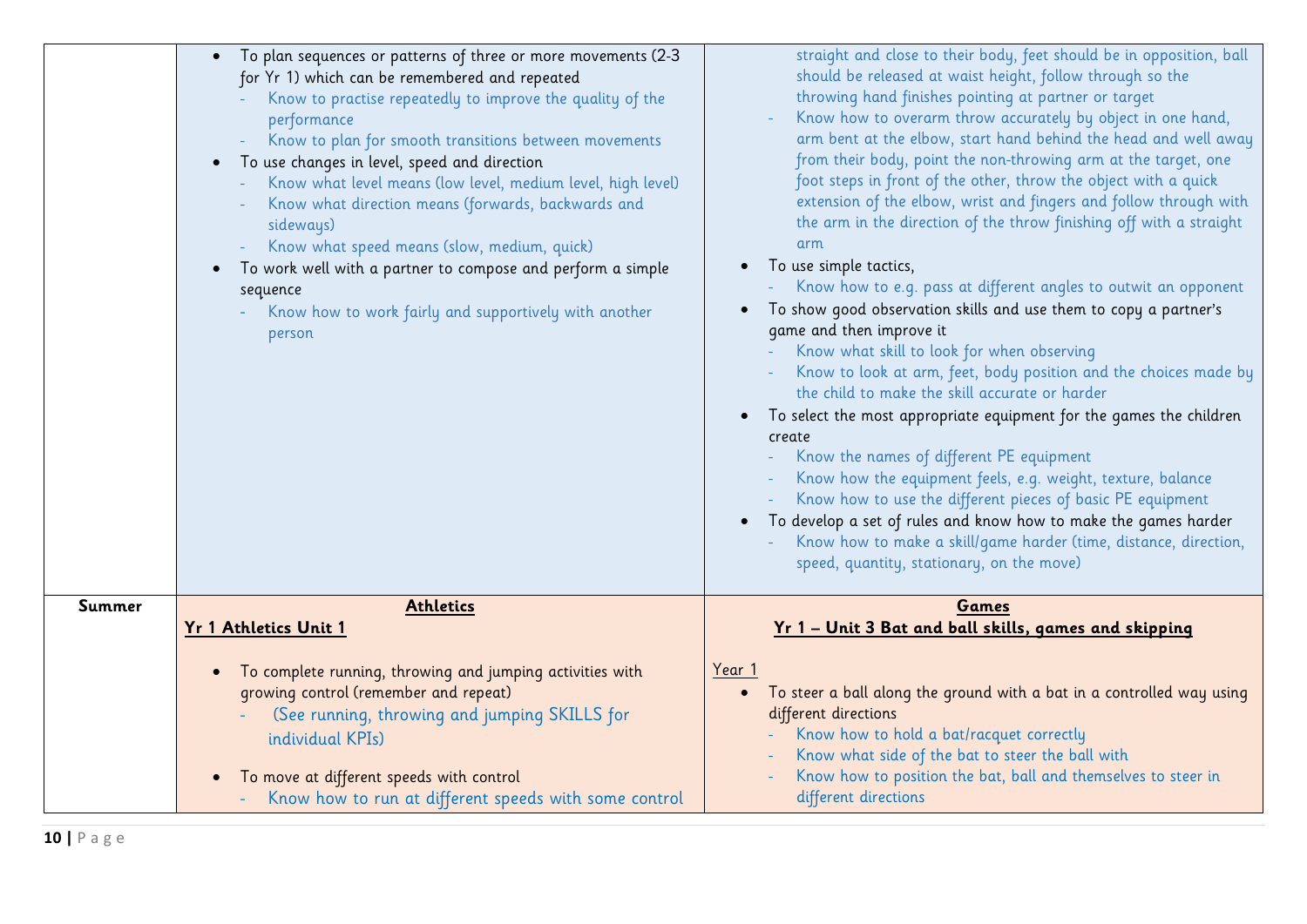| | | |
|---|---|---|
| | • To plan sequences or patterns of three or more movements (2-3 for Yr 1) which can be remembered and repeated<br>- Know to practise repeatedly to improve the quality of the performance<br>- Know to plan for smooth transitions between movements<br>• To use changes in level, speed and direction<br>- Know what level means (low level, medium level, high level)<br>- Know what direction means (forwards, backwards and sideways)<br>- Know what speed means (slow, medium, quick)<br>• To work well with a partner to compose and perform a simple sequence<br>- Know how to work fairly and supportively with another person | straight and close to their body, feet should be in opposition, ball should be released at waist height, follow through so the throwing hand finishes pointing at partner or target<br>- Know how to overarm throw accurately by object in one hand, arm bent at the elbow, start hand behind the head and well away from their body, point the non-throwing arm at the target, one foot steps in front of the other, throw the object with a quick extension of the elbow, wrist and fingers and follow through with the arm in the direction of the throw finishing off with a straight arm<br>• To use simple tactics,<br>- Know how to e.g. pass at different angles to outwit an opponent<br>• To show good observation skills and use them to copy a partner's game and then improve it<br>- Know what skill to look for when observing<br>- Know to look at arm, feet, body position and the choices made by the child to make the skill accurate or harder<br>• To select the most appropriate equipment for the games the children create<br>- Know the names of different PE equipment<br>- Know how the equipment feels, e.g. weight, texture, balance<br>- Know how to use the different pieces of basic PE equipment<br>• To develop a set of rules and know how to make the games harder<br>- Know how to make a skill/game harder (time, distance, direction, speed, quantity, stationary, on the move) |
| **Summer** | **Athletics**<br>**Yr 1 Athletics Unit 1**<br><br>• To complete running, throwing and jumping activities with growing control (remember and repeat)<br>- (See running, throwing and jumping SKILLS for individual KPIs)<br><br>• To move at different speeds with control<br>- Know how to run at different speeds with some control | **Games**<br>**Yr 1 – Unit 3 Bat and ball skills, games and skipping**<br><br>Year 1<br>• To steer a ball along the ground with a bat in a controlled way using different directions<br>- Know how to hold a bat/racquet correctly<br>- Know what side of the bat to steer the ball with<br>- Know how to position the bat, ball and themselves to steer in different directions |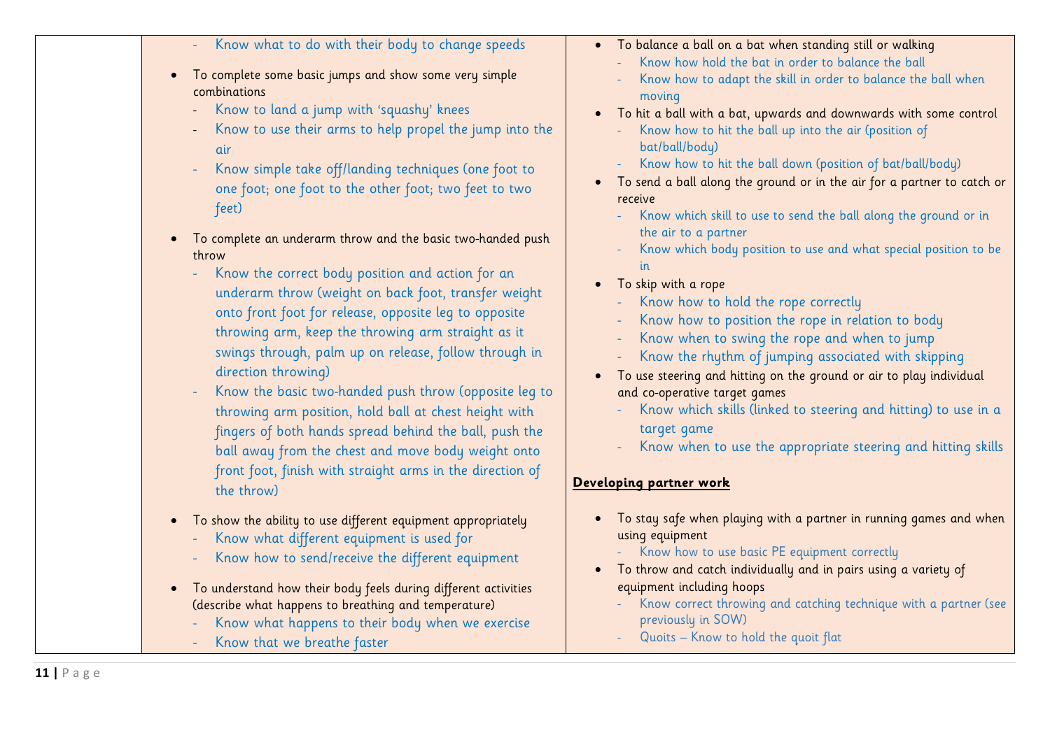| | | |
|---|---|---|
| | - Know what to do with their body to change speeds<br><br>• To complete some basic jumps and show some very simple combinations<br>- Know to land a jump with 'squashy' knees<br>- Know to use their arms to help propel the jump into the air<br>- Know simple take off/landing techniques (one foot to one foot; one foot to the other foot; two feet to two feet)<br><br>• To complete an underarm throw and the basic two-handed push throw<br>- Know the correct body position and action for an underarm throw (weight on back foot, transfer weight onto front foot for release, opposite leg to opposite throwing arm, keep the throwing arm straight as it swings through, palm up on release, follow through in direction throwing)<br>- Know the basic two-handed push throw (opposite leg to throwing arm position, hold ball at chest height with fingers of both hands spread behind the ball, push the ball away from the chest and move body weight onto front foot, finish with straight arms in the direction of the throw)<br><br>• To show the ability to use different equipment appropriately<br>- Know what different equipment is used for<br>- Know how to send/receive the different equipment<br><br>• To understand how their body feels during different activities (describe what happens to breathing and temperature)<br>- Know what happens to their body when we exercise<br>- Know that we breathe faster | • To balance a ball on a bat when standing still or walking<br>- Know how hold the bat in order to balance the ball<br>- Know how to adapt the skill in order to balance the ball when moving<br>• To hit a ball with a bat, upwards and downwards with some control<br>- Know how to hit the ball up into the air (position of bat/ball/body)<br>- Know how to hit the ball down (position of bat/ball/body)<br>• To send a ball along the ground or in the air for a partner to catch or receive<br>- Know which skill to use to send the ball along the ground or in the air to a partner<br>- Know which body position to use and what special position to be in<br>• To skip with a rope<br>- Know how to hold the rope correctly<br>- Know how to position the rope in relation to body<br>- Know when to swing the rope and when to jump<br>- Know the rhythm of jumping associated with skipping<br>• To use steering and hitting on the ground or air to play individual and co-operative target games<br>- Know which skills (linked to steering and hitting) to use in a target game<br>- Know when to use the appropriate steering and hitting skills<br><br>**Developing partner work**<br><br>• To stay safe when playing with a partner in running games and when using equipment<br>- Know how to use basic PE equipment correctly<br>• To throw and catch individually and in pairs using a variety of equipment including hoops<br>- Know correct throwing and catching technique with a partner (see previously in SOW)<br>- Quoits – Know to hold the quoit flat |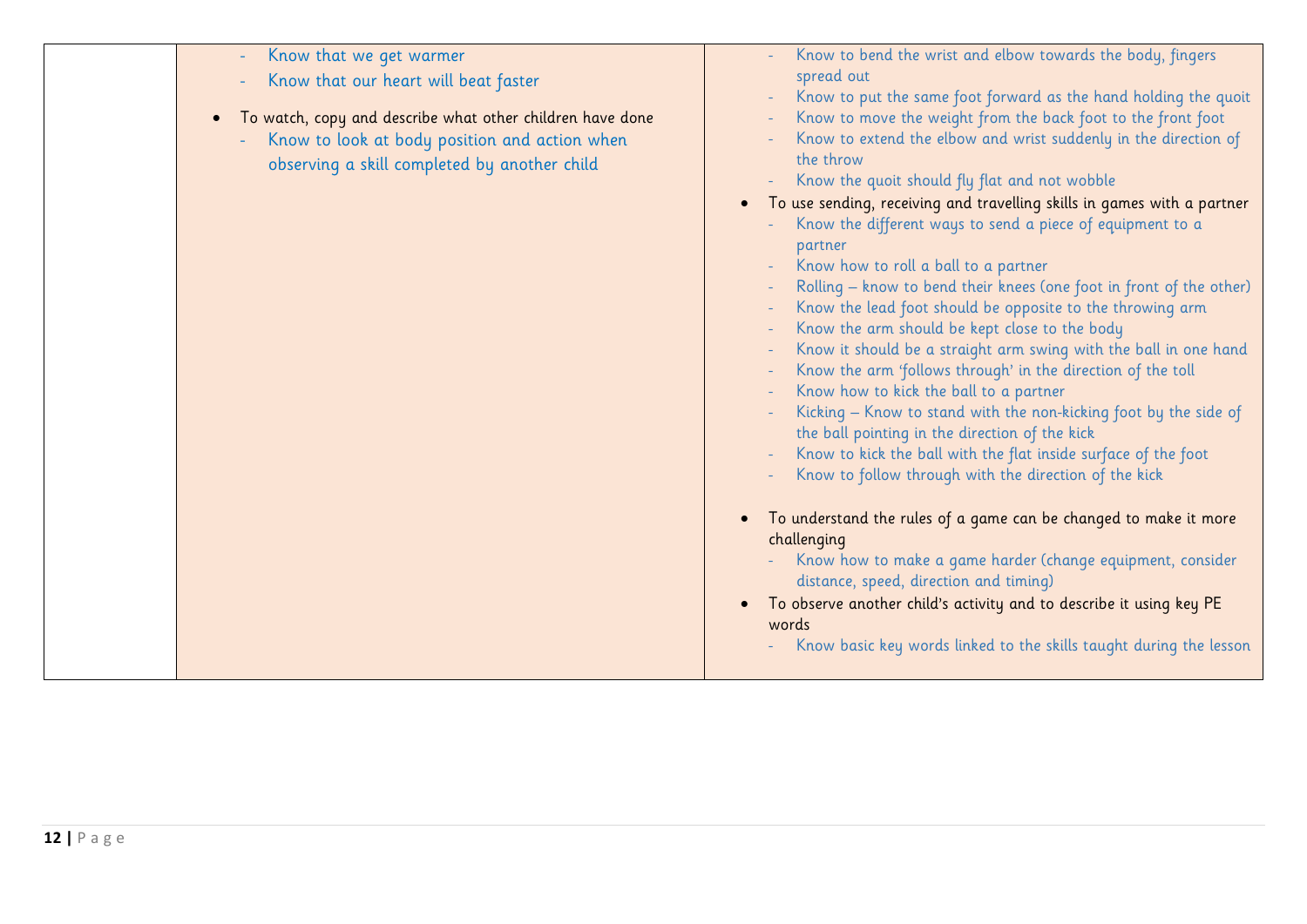|  |  |  |
|---|---|---|
|  | - Know that we get warmer<br>- Know that our heart will beat faster<br>• To watch, copy and describe what other children have done<br>- Know to look at body position and action when observing a skill completed by another child | - Know to bend the wrist and elbow towards the body, fingers spread out<br>- Know to put the same foot forward as the hand holding the quoit<br>- Know to move the weight from the back foot to the front foot<br>- Know to extend the elbow and wrist suddenly in the direction of the throw<br>- Know the quoit should fly flat and not wobble<br>• To use sending, receiving and travelling skills in games with a partner<br>- Know the different ways to send a piece of equipment to a partner<br>- Know how to roll a ball to a partner<br>- Rolling – know to bend their knees (one foot in front of the other)<br>- Know the lead foot should be opposite to the throwing arm<br>- Know the arm should be kept close to the body<br>- Know it should be a straight arm swing with the ball in one hand<br>- Know the arm 'follows through' in the direction of the toll<br>- Know how to kick the ball to a partner<br>- Kicking – Know to stand with the non-kicking foot by the side of the ball pointing in the direction of the kick<br>- Know to kick the ball with the flat inside surface of the foot<br>- Know to follow through with the direction of the kick<br>• To understand the rules of a game can be changed to make it more challenging<br>- Know how to make a game harder (change equipment, consider distance, speed, direction and timing)<br>• To observe another child's activity and to describe it using key PE words<br>- Know basic key words linked to the skills taught during the lesson |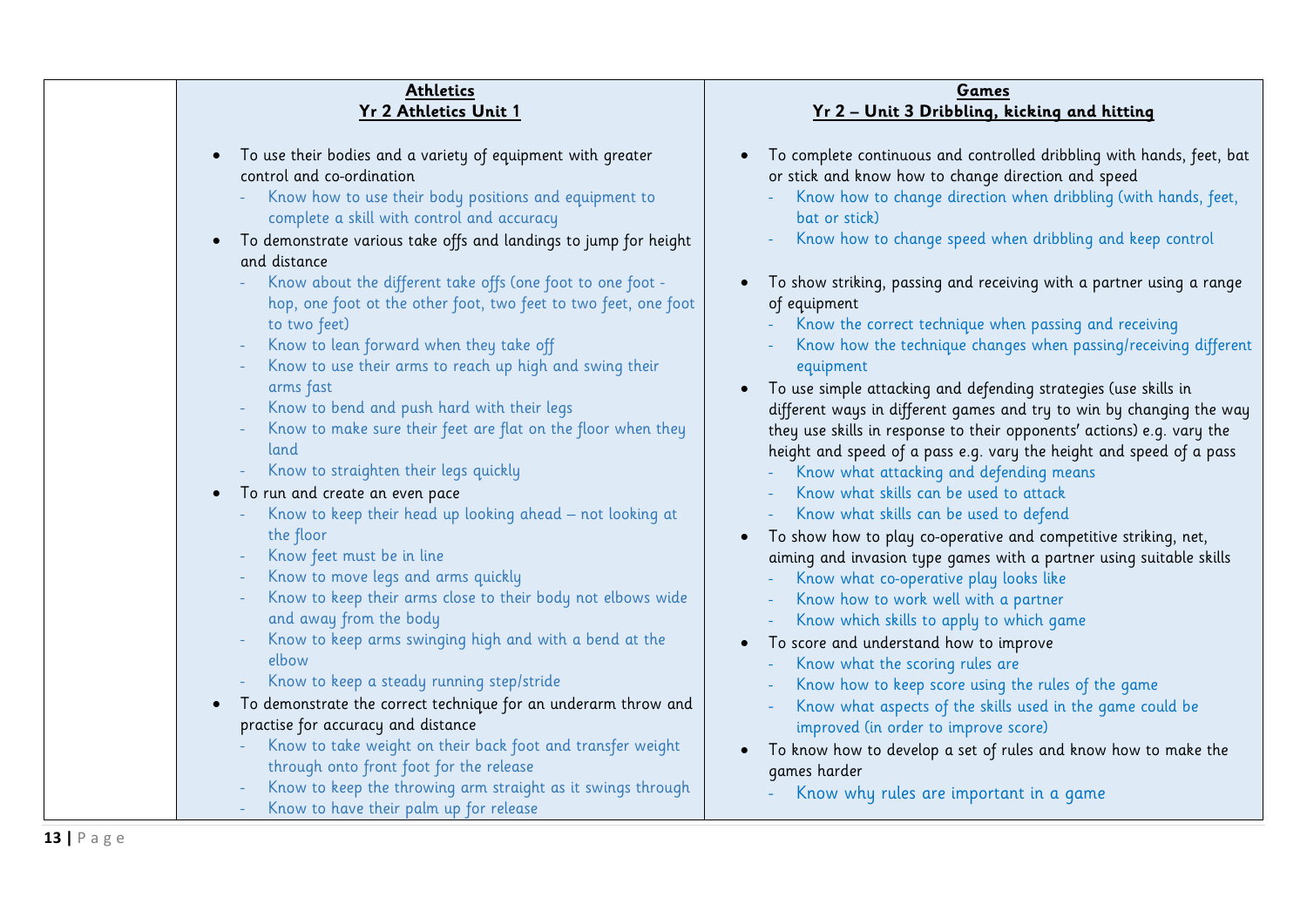| | **Athletics**<br>**Yr 2 Athletics Unit 1** | **Games**<br>**Yr 2 – Unit 3 Dribbling, kicking and hitting** |
|---|---|---|
| | • To use their bodies and a variety of equipment with greater control and co-ordination<br>- Know how to use their body positions and equipment to complete a skill with control and accuracy<br>• To demonstrate various take offs and landings to jump for height and distance<br>- Know about the different take offs (one foot to one foot - hop, one foot ot the other foot, two feet to two feet, one foot to two feet)<br>- Know to lean forward when they take off<br>- Know to use their arms to reach up high and swing their arms fast<br>- Know to bend and push hard with their legs<br>- Know to make sure their feet are flat on the floor when they land<br>- Know to straighten their legs quickly<br>• To run and create an even pace<br>- Know to keep their head up looking ahead – not looking at the floor<br>- Know feet must be in line<br>- Know to move legs and arms quickly<br>- Know to keep their arms close to their body not elbows wide and away from the body<br>- Know to keep arms swinging high and with a bend at the elbow<br>- Know to keep a steady running step/stride<br>• To demonstrate the correct technique for an underarm throw and practise for accuracy and distance<br>- Know to take weight on their back foot and transfer weight through onto front foot for the release<br>- Know to keep the throwing arm straight as it swings through<br>- Know to have their palm up for release | • To complete continuous and controlled dribbling with hands, feet, bat or stick and know how to change direction and speed<br>- Know how to change direction when dribbling (with hands, feet, bat or stick)<br>- Know how to change speed when dribbling and keep control<br>• To show striking, passing and receiving with a partner using a range of equipment<br>- Know the correct technique when passing and receiving<br>- Know how the technique changes when passing/receiving different equipment<br>• To use simple attacking and defending strategies (use skills in different ways in different games and try to win by changing the way they use skills in response to their opponents' actions) e.g. vary the height and speed of a pass e.g. vary the height and speed of a pass<br>- Know what attacking and defending means<br>- Know what skills can be used to attack<br>- Know what skills can be used to defend<br>• To show how to play co-operative and competitive striking, net, aiming and invasion type games with a partner using suitable skills<br>- Know what co-operative play looks like<br>- Know how to work well with a partner<br>- Know which skills to apply to which game<br>• To score and understand how to improve<br>- Know what the scoring rules are<br>- Know how to keep score using the rules of the game<br>- Know what aspects of the skills used in the game could be improved (in order to improve score)<br>• To know how to develop a set of rules and know how to make the games harder<br>- Know why rules are important in a game |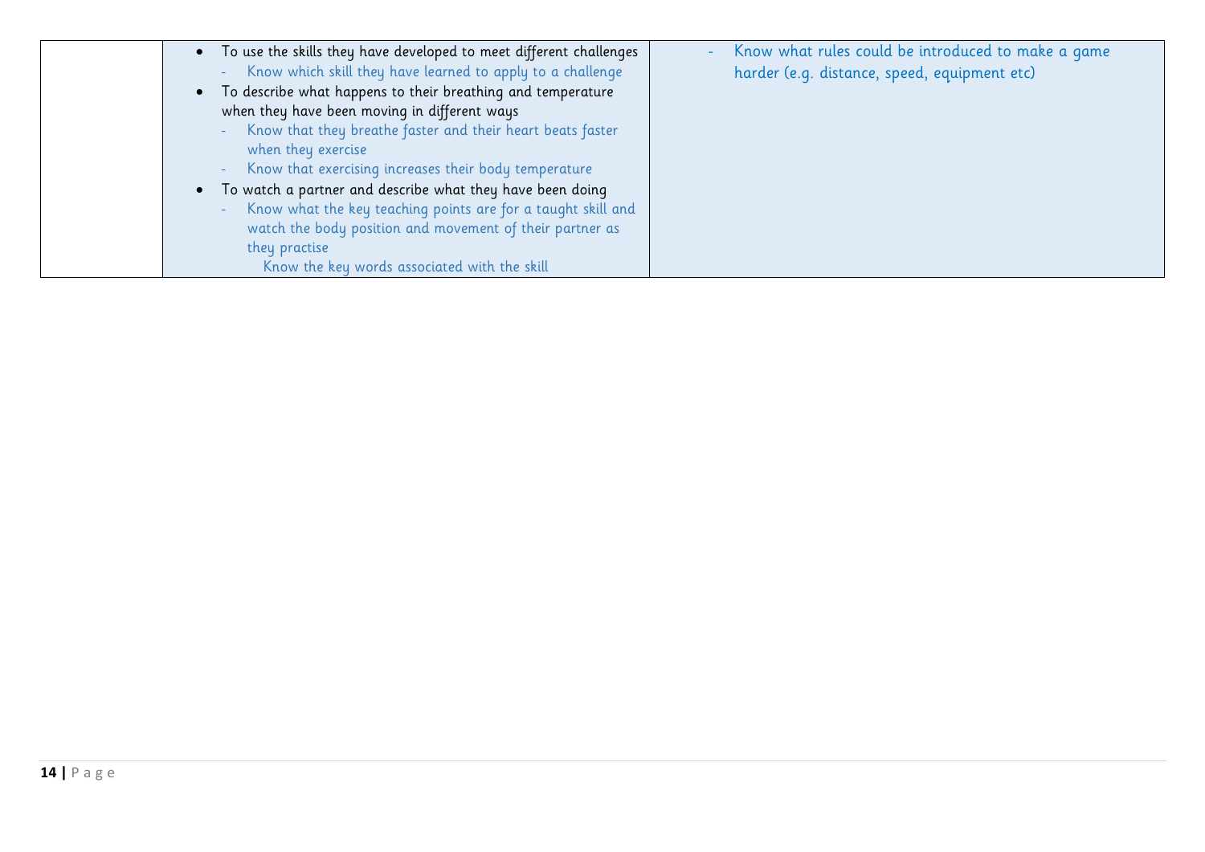| | | |
|---|---|---|
| | • To use the skills they have developed to meet different challenges<br>- Know which skill they have learned to apply to a challenge<br>• To describe what happens to their breathing and temperature when they have been moving in different ways<br>- Know that they breathe faster and their heart beats faster when they exercise<br>- Know that exercising increases their body temperature<br>• To watch a partner and describe what they have been doing<br>- Know what the key teaching points are for a taught skill and watch the body position and movement of their partner as they practise<br>Know the key words associated with the skill | - Know what rules could be introduced to make a game harder (e.g. distance, speed, equipment etc) |